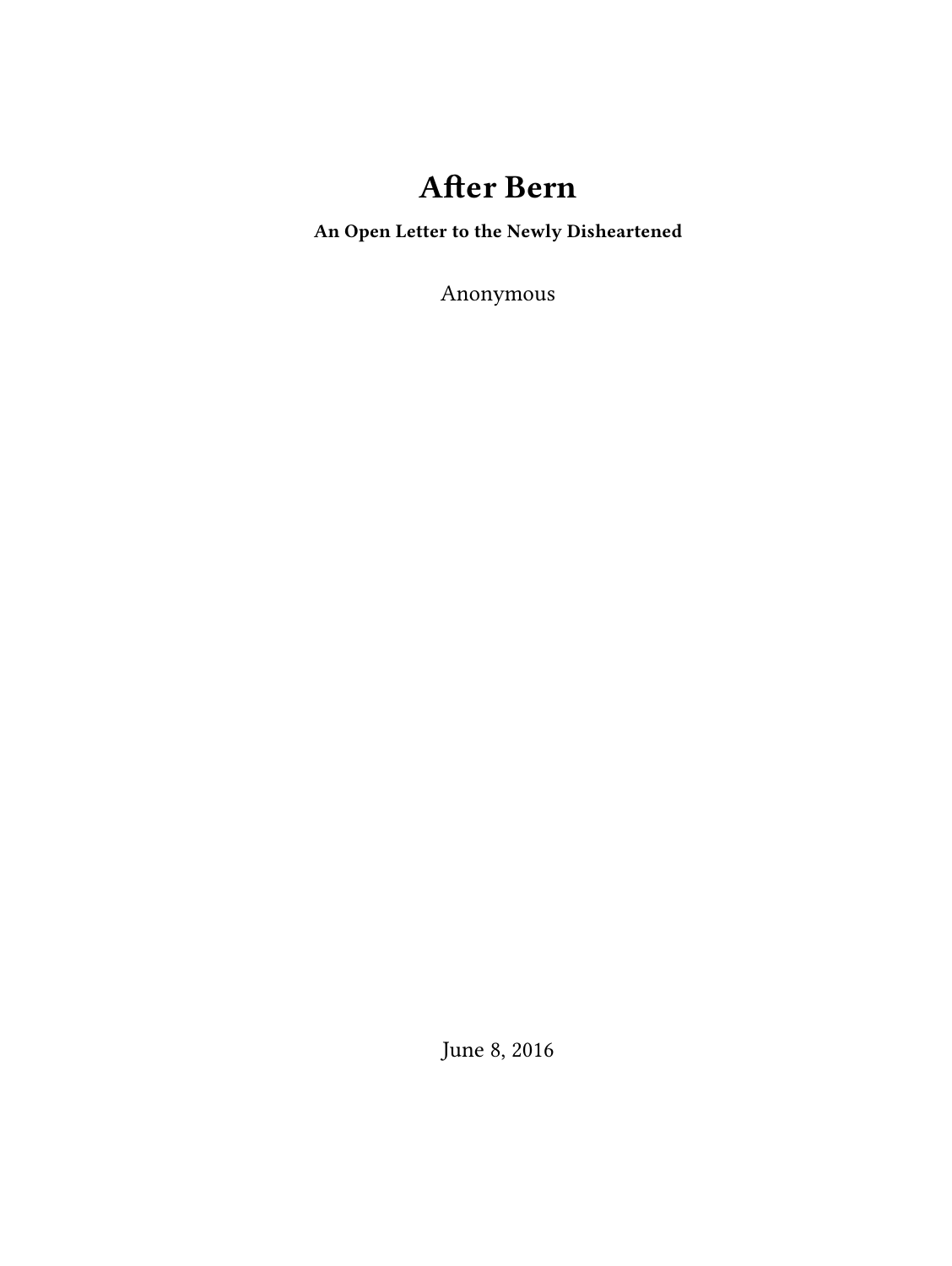# After Bern

**An Open Letter to the Newly Disheartened**

Anonymous

June 8, 2016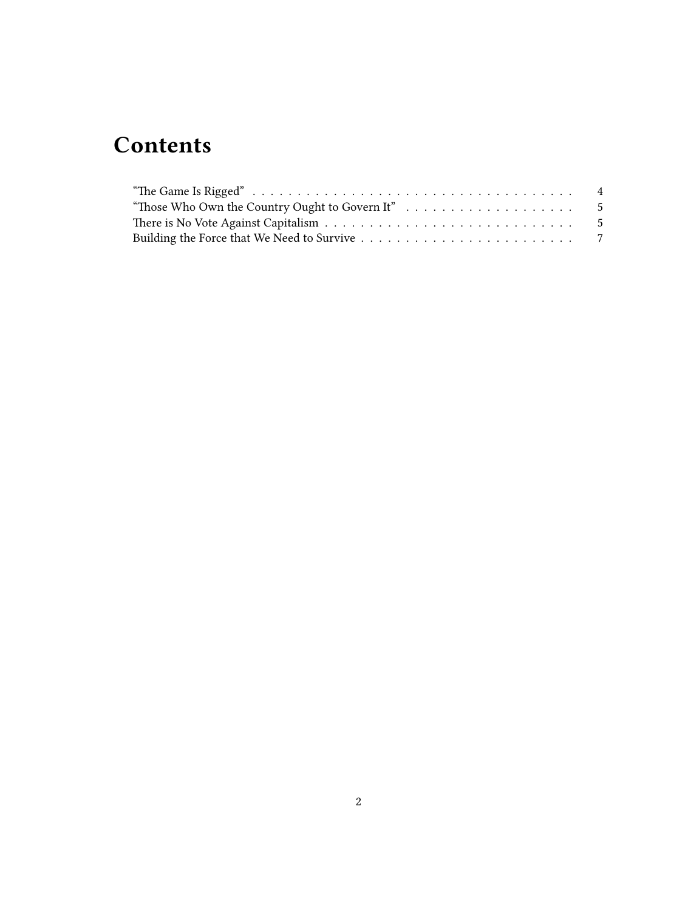# Contents

- "The Game Is Rigged" . . . . . . . . . . . . . . . . . . . . . . . . . . . . . . . . . . . . . 4
- "Those Who Own the Country Ought to Govern It" . . . . . . . . . . . . . . . . . . . 5
- There is No Vote Against Capitalism . . . . . . . . . . . . . . . . . . . . . . . . . . . . . 5
- Building the Force that We Need to Survive . . . . . . . . . . . . . . . . . . . . . . . . 7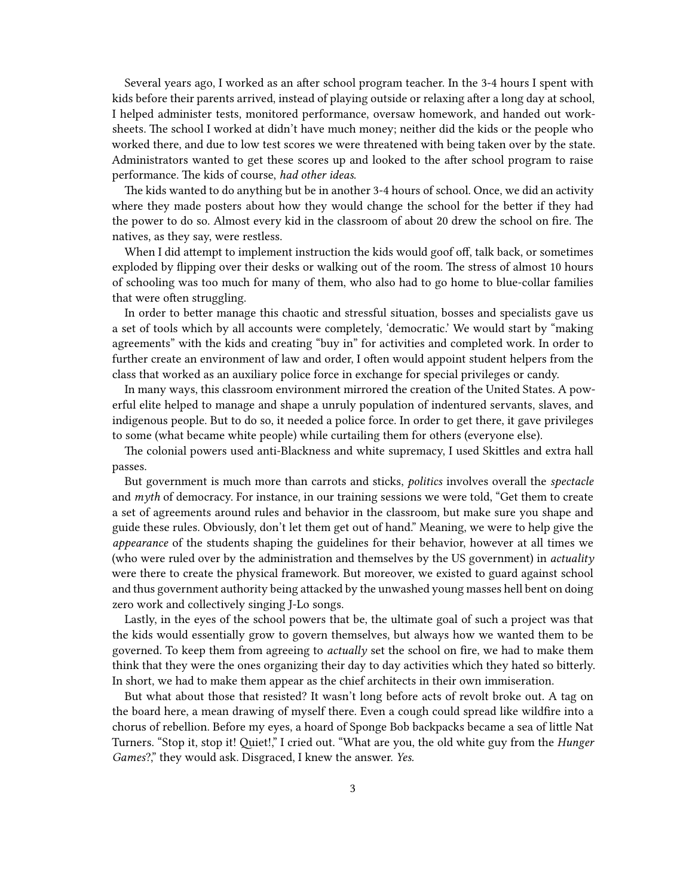Several years ago, I worked as an after school program teacher. In the 3-4 hours I spent with kids before their parents arrived, instead of playing outside or relaxing after a long day at school, I helped administer tests, monitored performance, oversaw homework, and handed out worksheets. The school I worked at didn't have much money; neither did the kids or the people who worked there, and due to low test scores we were threatened with being taken over by the state. Administrators wanted to get these scores up and looked to the after school program to raise performance. The kids of course, *had other ideas*.

The kids wanted to do anything but be in another 3-4 hours of school. Once, we did an activity where they made posters about how they would change the school for the better if they had the power to do so. Almost every kid in the classroom of about 20 drew the school on fire. The natives, as they say, were restless.

When I did attempt to implement instruction the kids would goof off, talk back, or sometimes exploded by flipping over their desks or walking out of the room. The stress of almost 10 hours of schooling was too much for many of them, who also had to go home to blue-collar families that were often struggling.

In order to better manage this chaotic and stressful situation, bosses and specialists gave us a set of tools which by all accounts were completely, 'democratic.' We would start by "making agreements" with the kids and creating "buy in" for activities and completed work. In order to further create an environment of law and order, I often would appoint student helpers from the class that worked as an auxiliary police force in exchange for special privileges or candy.

In many ways, this classroom environment mirrored the creation of the United States. A powerful elite helped to manage and shape a unruly population of indentured servants, slaves, and indigenous people. But to do so, it needed a police force. In order to get there, it gave privileges to some (what became white people) while curtailing them for others (everyone else).

The colonial powers used anti-Blackness and white supremacy, I used Skittles and extra hall passes.

But government is much more than carrots and sticks, *politics* involves overall the *spectacle* and *myth* of democracy. For instance, in our training sessions we were told, "Get them to create a set of agreements around rules and behavior in the classroom, but make sure you shape and guide these rules. Obviously, don't let them get out of hand." Meaning, we were to help give the *appearance* of the students shaping the guidelines for their behavior, however at all times we (who were ruled over by the administration and themselves by the US government) in *actuality* were there to create the physical framework. But moreover, we existed to guard against school and thus government authority being attacked by the unwashed young masses hell bent on doing zero work and collectively singing J-Lo songs.

Lastly, in the eyes of the school powers that be, the ultimate goal of such a project was that the kids would essentially grow to govern themselves, but always how we wanted them to be governed. To keep them from agreeing to *actually* set the school on fire, we had to make them think that they were the ones organizing their day to day activities which they hated so bitterly. In short, we had to make them appear as the chief architects in their own immiseration.

But what about those that resisted? It wasn't long before acts of revolt broke out. A tag on the board here, a mean drawing of myself there. Even a cough could spread like wildfire into a chorus of rebellion. Before my eyes, a hoard of Sponge Bob backpacks became a sea of little Nat Turners. "Stop it, stop it! Quiet!," I cried out. "What are you, the old white guy from the *Hunger Games*?," they would ask. Disgraced, I knew the answer. *Yes.*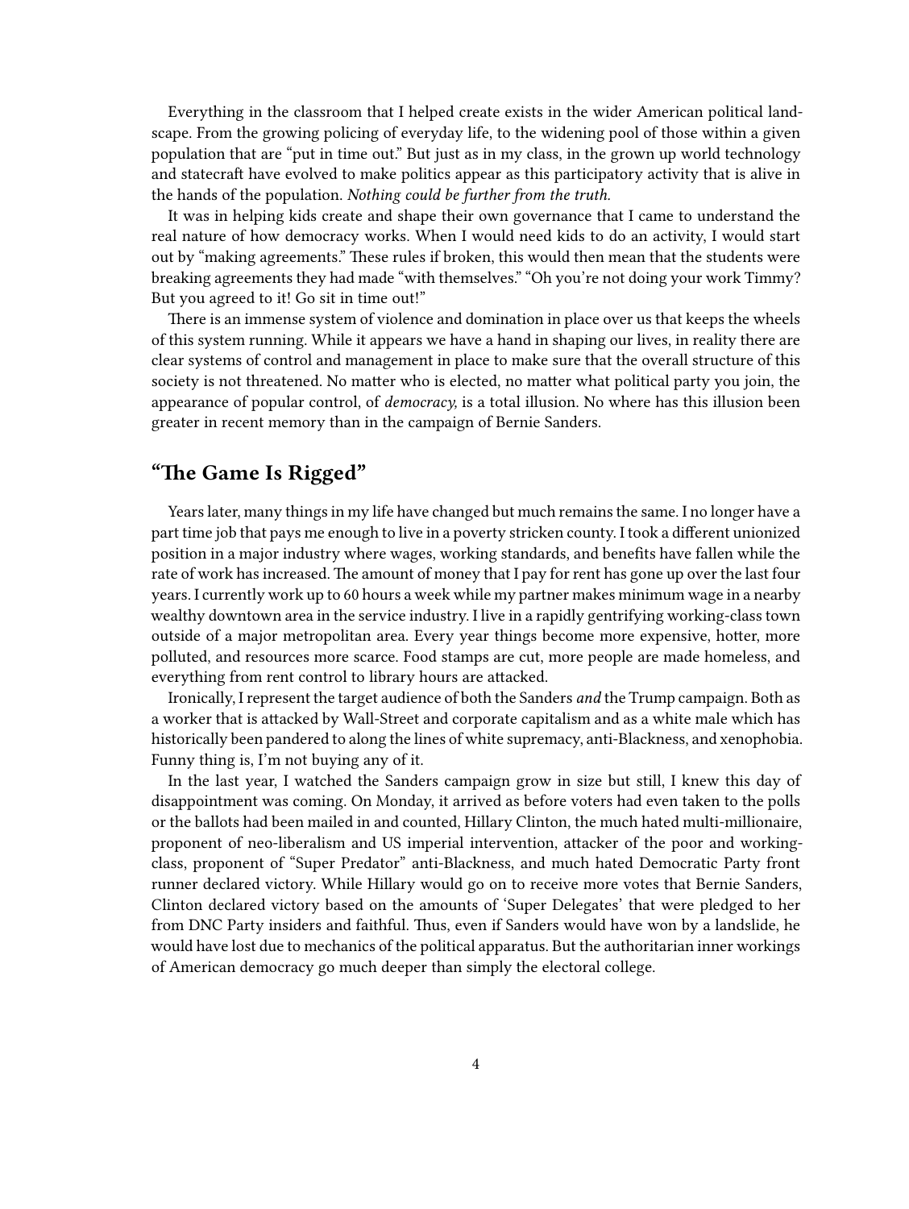Everything in the classroom that I helped create exists in the wider American political landscape. From the growing policing of everyday life, to the widening pool of those within a given population that are "put in time out." But just as in my class, in the grown up world technology and statecraft have evolved to make politics appear as this participatory activity that is alive in the hands of the population. *Nothing could be further from the truth.*

It was in helping kids create and shape their own governance that I came to understand the real nature of how democracy works. When I would need kids to do an activity, I would start out by "making agreements." These rules if broken, this would then mean that the students were breaking agreements they had made "with themselves." "Oh you're not doing your work Timmy? But you agreed to it! Go sit in time out!"

There is an immense system of violence and domination in place over us that keeps the wheels of this system running. While it appears we have a hand in shaping our lives, in reality there are clear systems of control and management in place to make sure that the overall structure of this society is not threatened. No matter who is elected, no matter what political party you join, the appearance of popular control, of *democracy,* is a total illusion. No where has this illusion been greater in recent memory than in the campaign of Bernie Sanders.

## "The Game Is Rigged"

Years later, many things in my life have changed but much remains the same. I no longer have a part time job that pays me enough to live in a poverty stricken county. I took a different unionized position in a major industry where wages, working standards, and benefits have fallen while the rate of work has increased. The amount of money that I pay for rent has gone up over the last four years. I currently work up to 60 hours a week while my partner makes minimum wage in a nearby wealthy downtown area in the service industry. I live in a rapidly gentrifying working-class town outside of a major metropolitan area. Every year things become more expensive, hotter, more polluted, and resources more scarce. Food stamps are cut, more people are made homeless, and everything from rent control to library hours are attacked.

Ironically, I represent the target audience of both the Sanders *and* the Trump campaign. Both as a worker that is attacked by Wall-Street and corporate capitalism and as a white male which has historically been pandered to along the lines of white supremacy, anti-Blackness, and xenophobia. Funny thing is, I'm not buying any of it.

In the last year, I watched the Sanders campaign grow in size but still, I knew this day of disappointment was coming. On Monday, it arrived as before voters had even taken to the polls or the ballots had been mailed in and counted, Hillary Clinton, the much hated multi-millionaire, proponent of neo-liberalism and US imperial intervention, attacker of the poor and working-class, proponent of "Super Predator" anti-Blackness, and much hated Democratic Party front runner declared victory. While Hillary would go on to receive more votes that Bernie Sanders, Clinton declared victory based on the amounts of 'Super Delegates' that were pledged to her from DNC Party insiders and faithful. Thus, even if Sanders would have won by a landslide, he would have lost due to mechanics of the political apparatus. But the authoritarian inner workings of American democracy go much deeper than simply the electoral college.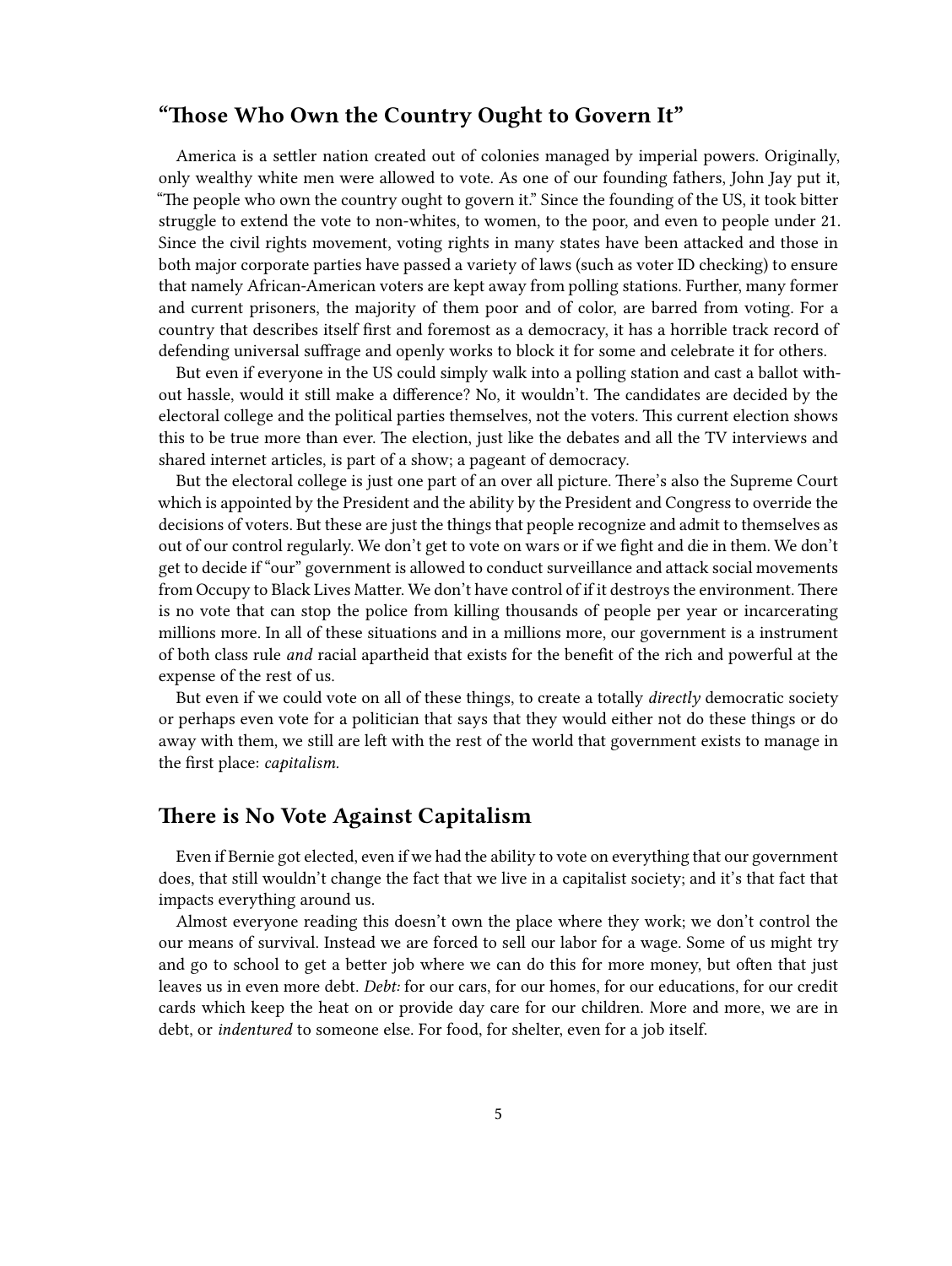## "Those Who Own the Country Ought to Govern It"

America is a settler nation created out of colonies managed by imperial powers. Originally, only wealthy white men were allowed to vote. As one of our founding fathers, John Jay put it, "The people who own the country ought to govern it." Since the founding of the US, it took bitter struggle to extend the vote to non-whites, to women, to the poor, and even to people under 21. Since the civil rights movement, voting rights in many states have been attacked and those in both major corporate parties have passed a variety of laws (such as voter ID checking) to ensure that namely African-American voters are kept away from polling stations. Further, many former and current prisoners, the majority of them poor and of color, are barred from voting. For a country that describes itself first and foremost as a democracy, it has a horrible track record of defending universal suffrage and openly works to block it for some and celebrate it for others.

But even if everyone in the US could simply walk into a polling station and cast a ballot without hassle, would it still make a difference? No, it wouldn't. The candidates are decided by the electoral college and the political parties themselves, not the voters. This current election shows this to be true more than ever. The election, just like the debates and all the TV interviews and shared internet articles, is part of a show; a pageant of democracy.

But the electoral college is just one part of an over all picture. There's also the Supreme Court which is appointed by the President and the ability by the President and Congress to override the decisions of voters. But these are just the things that people recognize and admit to themselves as out of our control regularly. We don't get to vote on wars or if we fight and die in them. We don't get to decide if "our" government is allowed to conduct surveillance and attack social movements from Occupy to Black Lives Matter. We don't have control of if it destroys the environment. There is no vote that can stop the police from killing thousands of people per year or incarcerating millions more. In all of these situations and in a millions more, our government is a instrument of both class rule *and* racial apartheid that exists for the benefit of the rich and powerful at the expense of the rest of us.

But even if we could vote on all of these things, to create a totally *directly* democratic society or perhaps even vote for a politician that says that they would either not do these things or do away with them, we still are left with the rest of the world that government exists to manage in the first place: *capitalism.*

## There is No Vote Against Capitalism

Even if Bernie got elected, even if we had the ability to vote on everything that our government does, that still wouldn't change the fact that we live in a capitalist society; and it's that fact that impacts everything around us.

Almost everyone reading this doesn't own the place where they work; we don't control the our means of survival. Instead we are forced to sell our labor for a wage. Some of us might try and go to school to get a better job where we can do this for more money, but often that just leaves us in even more debt. *Debt:* for our cars, for our homes, for our educations, for our credit cards which keep the heat on or provide day care for our children. More and more, we are in debt, or *indentured* to someone else. For food, for shelter, even for a job itself.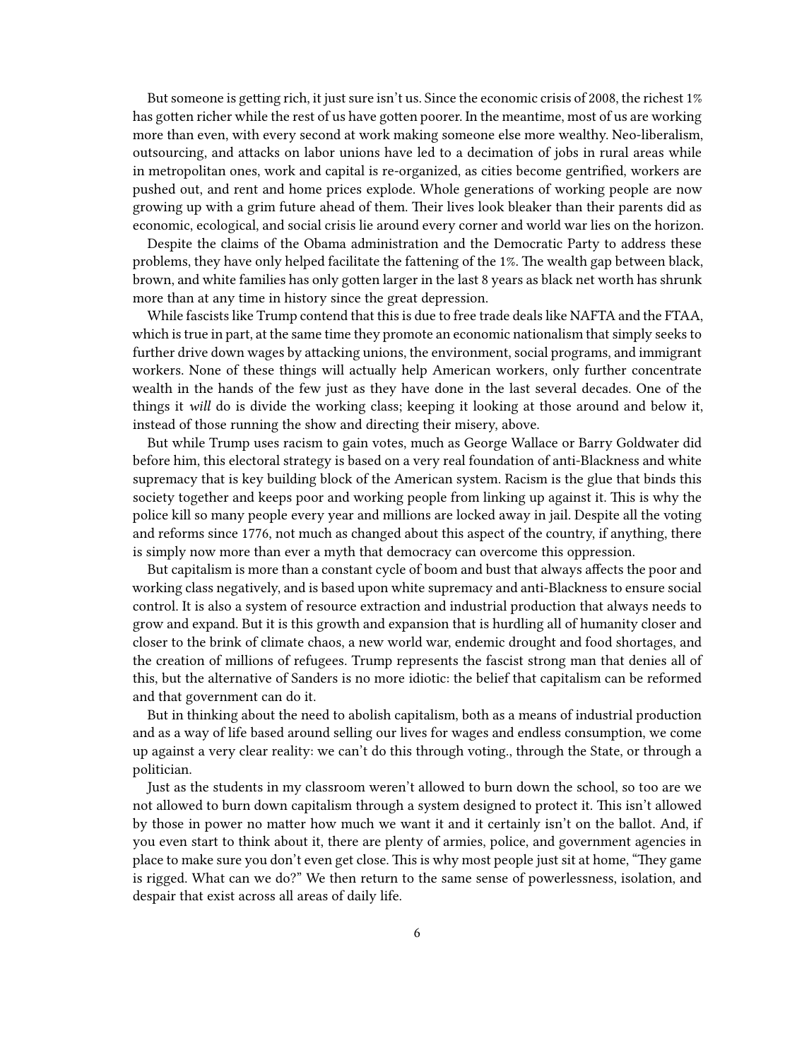But someone is getting rich, it just sure isn't us. Since the economic crisis of 2008, the richest 1% has gotten richer while the rest of us have gotten poorer. In the meantime, most of us are working more than even, with every second at work making someone else more wealthy. Neo-liberalism, outsourcing, and attacks on labor unions have led to a decimation of jobs in rural areas while in metropolitan ones, work and capital is re-organized, as cities become gentrified, workers are pushed out, and rent and home prices explode. Whole generations of working people are now growing up with a grim future ahead of them. Their lives look bleaker than their parents did as economic, ecological, and social crisis lie around every corner and world war lies on the horizon.

Despite the claims of the Obama administration and the Democratic Party to address these problems, they have only helped facilitate the fattening of the 1%. The wealth gap between black, brown, and white families has only gotten larger in the last 8 years as black net worth has shrunk more than at any time in history since the great depression.

While fascists like Trump contend that this is due to free trade deals like NAFTA and the FTAA, which is true in part, at the same time they promote an economic nationalism that simply seeks to further drive down wages by attacking unions, the environment, social programs, and immigrant workers. None of these things will actually help American workers, only further concentrate wealth in the hands of the few just as they have done in the last several decades. One of the things it *will* do is divide the working class; keeping it looking at those around and below it, instead of those running the show and directing their misery, above.

But while Trump uses racism to gain votes, much as George Wallace or Barry Goldwater did before him, this electoral strategy is based on a very real foundation of anti-Blackness and white supremacy that is key building block of the American system. Racism is the glue that binds this society together and keeps poor and working people from linking up against it. This is why the police kill so many people every year and millions are locked away in jail. Despite all the voting and reforms since 1776, not much as changed about this aspect of the country, if anything, there is simply now more than ever a myth that democracy can overcome this oppression.

But capitalism is more than a constant cycle of boom and bust that always affects the poor and working class negatively, and is based upon white supremacy and anti-Blackness to ensure social control. It is also a system of resource extraction and industrial production that always needs to grow and expand. But it is this growth and expansion that is hurdling all of humanity closer and closer to the brink of climate chaos, a new world war, endemic drought and food shortages, and the creation of millions of refugees. Trump represents the fascist strong man that denies all of this, but the alternative of Sanders is no more idiotic: the belief that capitalism can be reformed and that government can do it.

But in thinking about the need to abolish capitalism, both as a means of industrial production and as a way of life based around selling our lives for wages and endless consumption, we come up against a very clear reality: we can't do this through voting., through the State, or through a politician.

Just as the students in my classroom weren't allowed to burn down the school, so too are we not allowed to burn down capitalism through a system designed to protect it. This isn't allowed by those in power no matter how much we want it and it certainly isn't on the ballot. And, if you even start to think about it, there are plenty of armies, police, and government agencies in place to make sure you don't even get close. This is why most people just sit at home, "They game is rigged. What can we do?" We then return to the same sense of powerlessness, isolation, and despair that exist across all areas of daily life.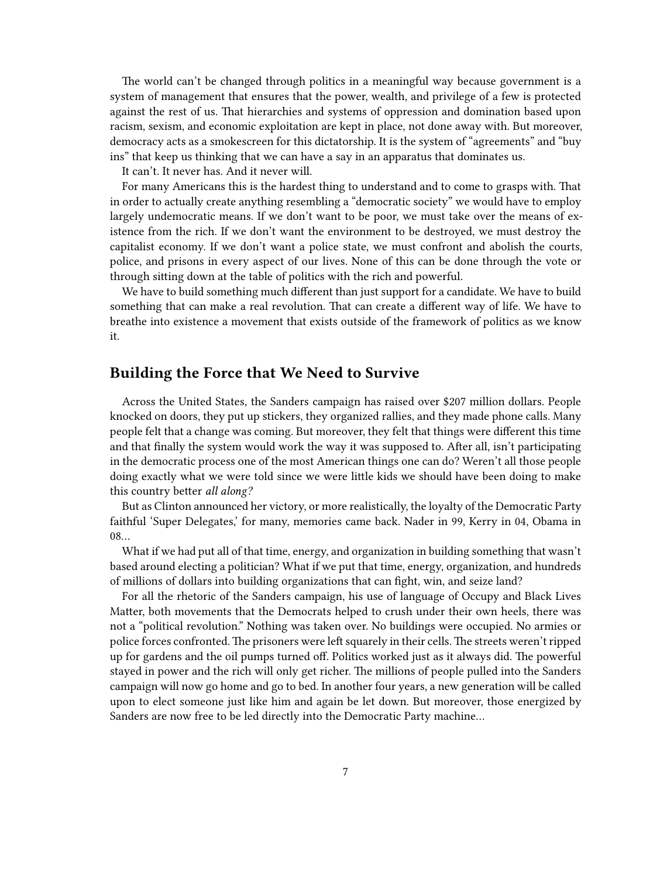The world can't be changed through politics in a meaningful way because government is a system of management that ensures that the power, wealth, and privilege of a few is protected against the rest of us. That hierarchies and systems of oppression and domination based upon racism, sexism, and economic exploitation are kept in place, not done away with. But moreover, democracy acts as a smokescreen for this dictatorship. It is the system of "agreements" and "buy ins" that keep us thinking that we can have a say in an apparatus that dominates us.

It can't. It never has. And it never will.

For many Americans this is the hardest thing to understand and to come to grasps with. That in order to actually create anything resembling a "democratic society" we would have to employ largely undemocratic means. If we don't want to be poor, we must take over the means of existence from the rich. If we don't want the environment to be destroyed, we must destroy the capitalist economy. If we don't want a police state, we must confront and abolish the courts, police, and prisons in every aspect of our lives. None of this can be done through the vote or through sitting down at the table of politics with the rich and powerful.

We have to build something much different than just support for a candidate. We have to build something that can make a real revolution. That can create a different way of life. We have to breathe into existence a movement that exists outside of the framework of politics as we know it.

## Building the Force that We Need to Survive

Across the United States, the Sanders campaign has raised over $207 million dollars. People knocked on doors, they put up stickers, they organized rallies, and they made phone calls. Many people felt that a change was coming. But moreover, they felt that things were different this time and that finally the system would work the way it was supposed to. After all, isn't participating in the democratic process one of the most American things one can do? Weren't all those people doing exactly what we were told since we were little kids we should have been doing to make this country better *all along?*

But as Clinton announced her victory, or more realistically, the loyalty of the Democratic Party faithful 'Super Delegates,' for many, memories came back. Nader in 99, Kerry in 04, Obama in 08…

What if we had put all of that time, energy, and organization in building something that wasn't based around electing a politician? What if we put that time, energy, organization, and hundreds of millions of dollars into building organizations that can fight, win, and seize land?

For all the rhetoric of the Sanders campaign, his use of language of Occupy and Black Lives Matter, both movements that the Democrats helped to crush under their own heels, there was not a "political revolution." Nothing was taken over. No buildings were occupied. No armies or police forces confronted. The prisoners were left squarely in their cells. The streets weren't ripped up for gardens and the oil pumps turned off. Politics worked just as it always did. The powerful stayed in power and the rich will only get richer. The millions of people pulled into the Sanders campaign will now go home and go to bed. In another four years, a new generation will be called upon to elect someone just like him and again be let down. But moreover, those energized by Sanders are now free to be led directly into the Democratic Party machine…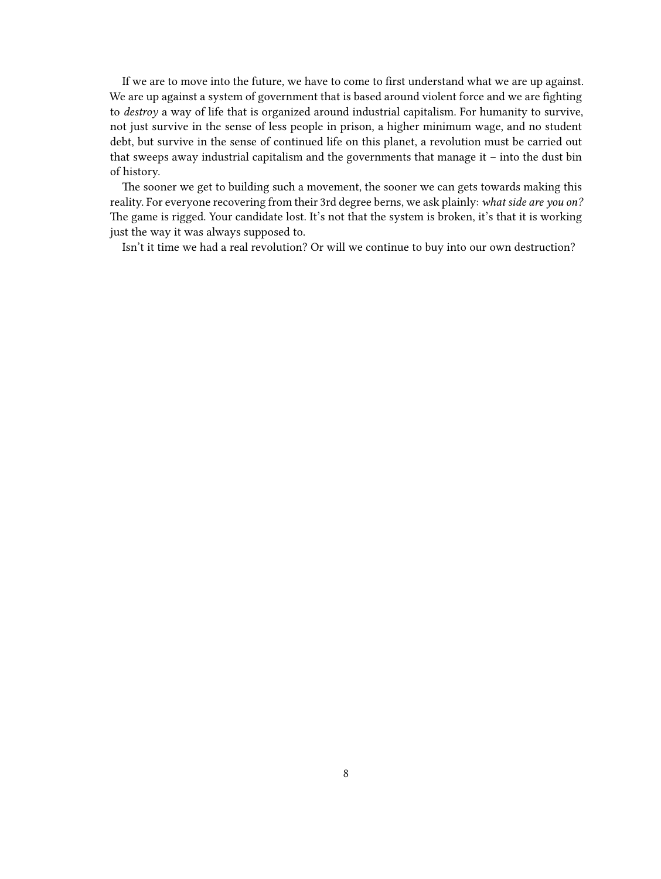If we are to move into the future, we have to come to first understand what we are up against. We are up against a system of government that is based around violent force and we are fighting to *destroy* a way of life that is organized around industrial capitalism. For humanity to survive, not just survive in the sense of less people in prison, a higher minimum wage, and no student debt, but survive in the sense of continued life on this planet, a revolution must be carried out that sweeps away industrial capitalism and the governments that manage it – into the dust bin of history.

The sooner we get to building such a movement, the sooner we can gets towards making this reality. For everyone recovering from their 3rd degree berns, we ask plainly: *what side are you on?* The game is rigged. Your candidate lost. It's not that the system is broken, it's that it is working just the way it was always supposed to.

Isn't it time we had a real revolution? Or will we continue to buy into our own destruction?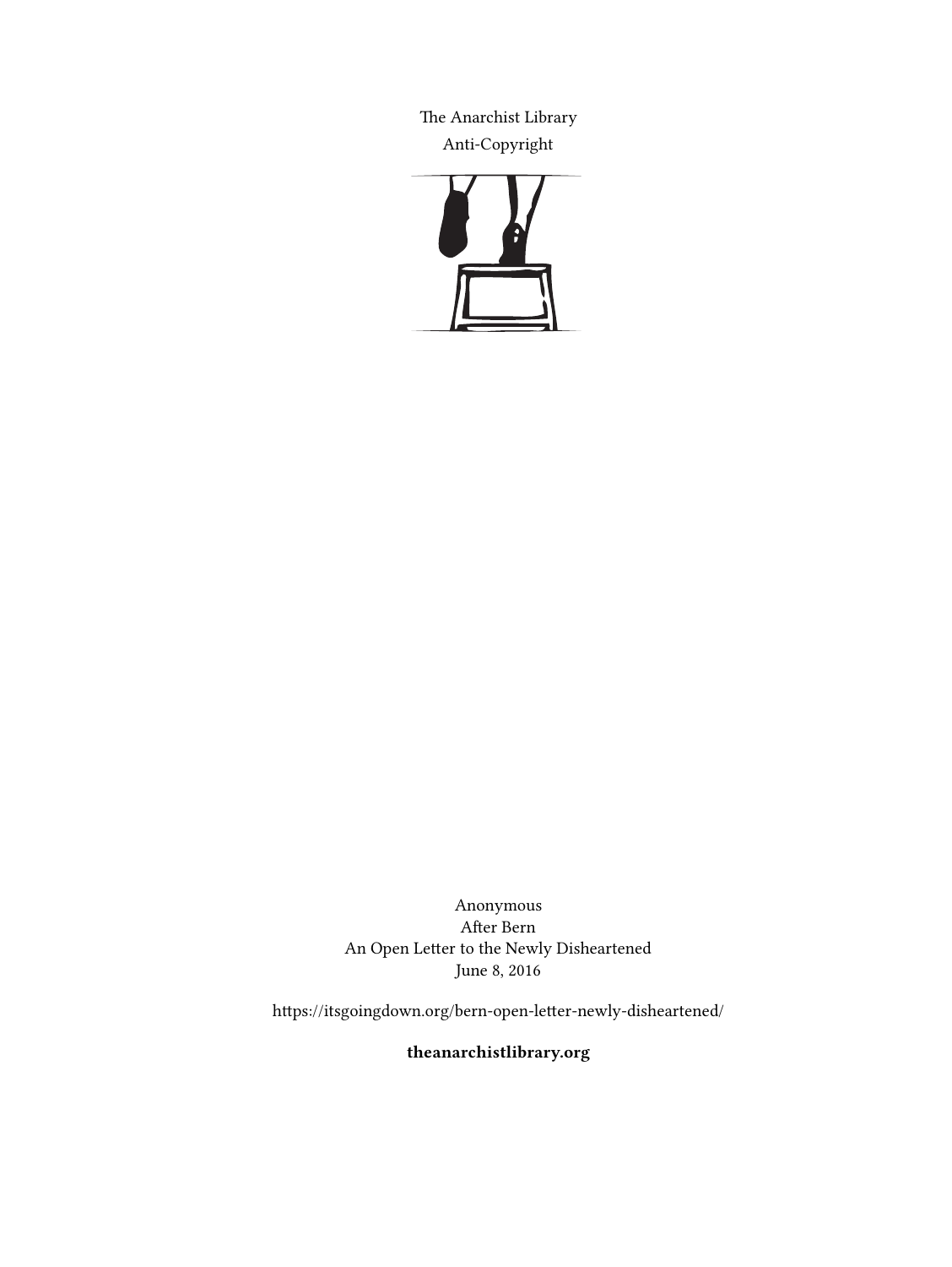The Anarchist Library
Anti-Copyright

Anonymous
After Bern
An Open Letter to the Newly Disheartened
June 8, 2016

https://itsgoingdown.org/bern-open-letter-newly-disheartened/

**theanarchistlibrary.org**